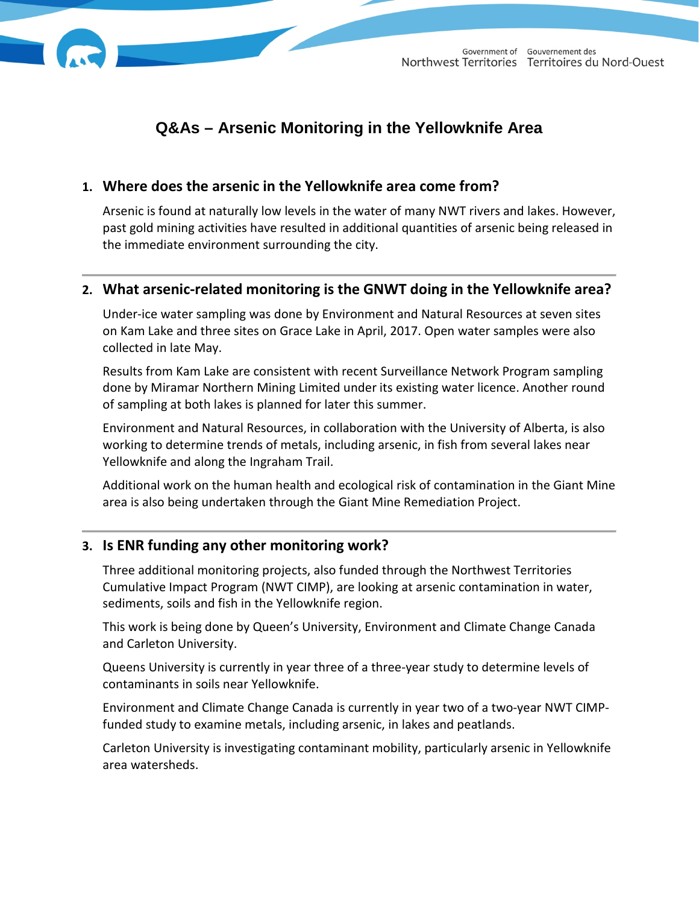# Q&As – Arsenic Monitoring in the Yellowknife Area

## 1. Where does the arsenic in the Yellowknife area come from?

Arsenic is found at naturally low levels in the water of many NWT rivers and lakes. However, past gold mining activities have resulted in additional quantities of arsenic being released in the immediate environment surrounding the city.

---

## 2. What arsenic-related monitoring is the GNWT doing in the Yellowknife area?

Under-ice water sampling was done by Environment and Natural Resources at seven sites on Kam Lake and three sites on Grace Lake in April, 2017. Open water samples were also collected in late May.

Results from Kam Lake are consistent with recent Surveillance Network Program sampling done by Miramar Northern Mining Limited under its existing water licence. Another round of sampling at both lakes is planned for later this summer.

Environment and Natural Resources, in collaboration with the University of Alberta, is also working to determine trends of metals, including arsenic, in fish from several lakes near Yellowknife and along the Ingraham Trail.

Additional work on the human health and ecological risk of contamination in the Giant Mine area is also being undertaken through the Giant Mine Remediation Project.

---

## 3. Is ENR funding any other monitoring work?

Three additional monitoring projects, also funded through the Northwest Territories Cumulative Impact Program (NWT CIMP), are looking at arsenic contamination in water, sediments, soils and fish in the Yellowknife region.

This work is being done by Queen's University, Environment and Climate Change Canada and Carleton University.

Queens University is currently in year three of a three-year study to determine levels of contaminants in soils near Yellowknife.

Environment and Climate Change Canada is currently in year two of a two-year NWT CIMP-funded study to examine metals, including arsenic, in lakes and peatlands.

Carleton University is investigating contaminant mobility, particularly arsenic in Yellowknife area watersheds.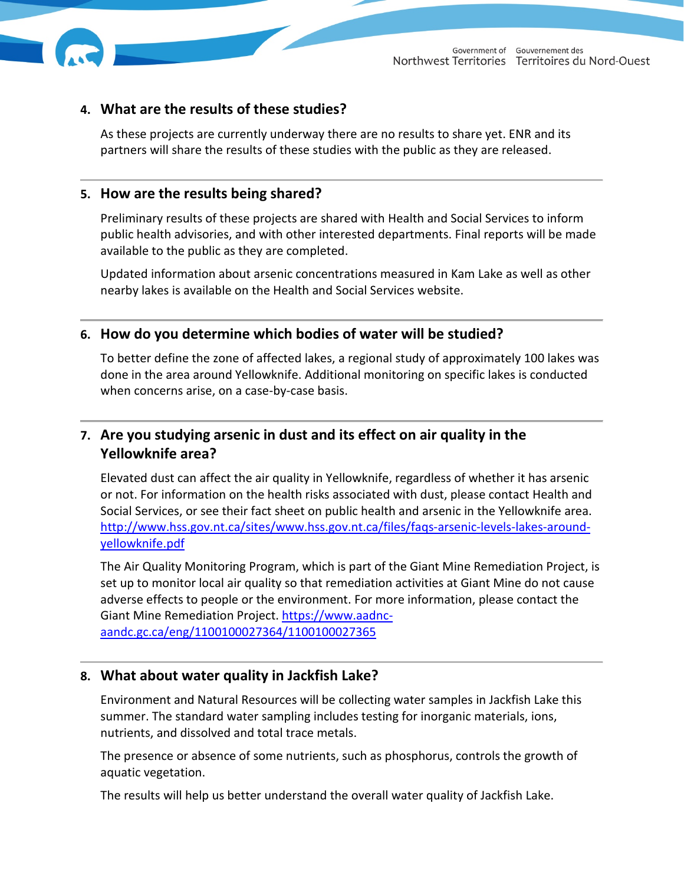## 4. What are the results of these studies?

As these projects are currently underway there are no results to share yet. ENR and its partners will share the results of these studies with the public as they are released.

## 5. How are the results being shared?

Preliminary results of these projects are shared with Health and Social Services to inform public health advisories, and with other interested departments. Final reports will be made available to the public as they are completed.

Updated information about arsenic concentrations measured in Kam Lake as well as other nearby lakes is available on the Health and Social Services website.

## 6. How do you determine which bodies of water will be studied?

To better define the zone of affected lakes, a regional study of approximately 100 lakes was done in the area around Yellowknife. Additional monitoring on specific lakes is conducted when concerns arise, on a case-by-case basis.

## 7. Are you studying arsenic in dust and its effect on air quality in the Yellowknife area?

Elevated dust can affect the air quality in Yellowknife, regardless of whether it has arsenic or not. For information on the health risks associated with dust, please contact Health and Social Services, or see their fact sheet on public health and arsenic in the Yellowknife area. [http://www.hss.gov.nt.ca/sites/www.hss.gov.nt.ca/files/faqs-arsenic-levels-lakes-around-yellowknife.pdf](http://www.hss.gov.nt.ca/sites/www.hss.gov.nt.ca/files/faqs-arsenic-levels-lakes-around-yellowknife.pdf)

The Air Quality Monitoring Program, which is part of the Giant Mine Remediation Project, is set up to monitor local air quality so that remediation activities at Giant Mine do not cause adverse effects to people or the environment. For more information, please contact the Giant Mine Remediation Project. [https://www.aadnc-aandc.gc.ca/eng/1100100027364/1100100027365](https://www.aadnc-aandc.gc.ca/eng/1100100027364/1100100027365)

## 8. What about water quality in Jackfish Lake?

Environment and Natural Resources will be collecting water samples in Jackfish Lake this summer. The standard water sampling includes testing for inorganic materials, ions, nutrients, and dissolved and total trace metals.

The presence or absence of some nutrients, such as phosphorus, controls the growth of aquatic vegetation.

The results will help us better understand the overall water quality of Jackfish Lake.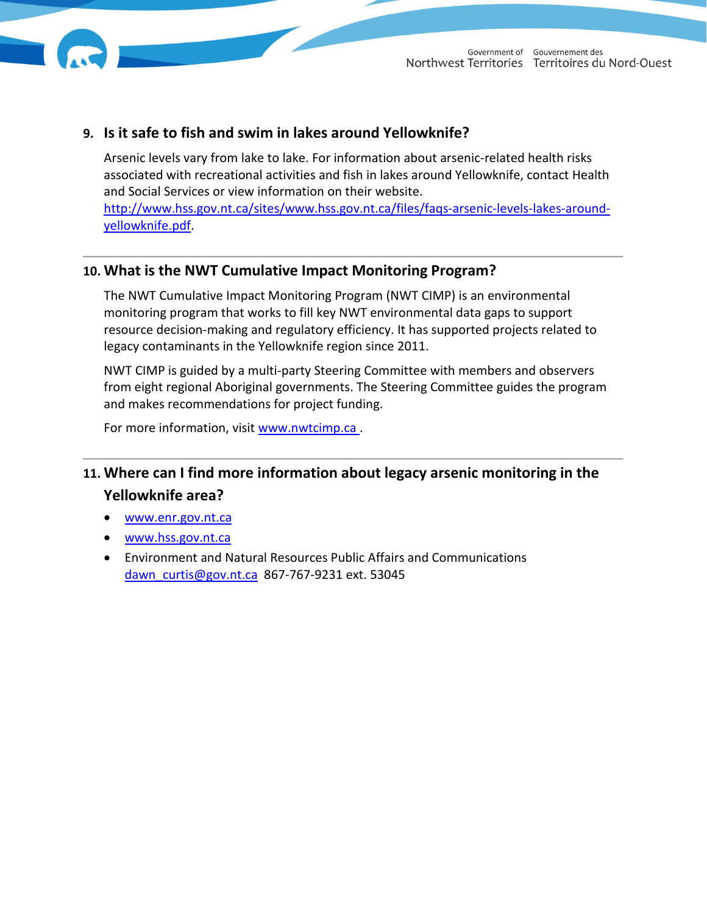## 9. Is it safe to fish and swim in lakes around Yellowknife?

Arsenic levels vary from lake to lake. For information about arsenic-related health risks associated with recreational activities and fish in lakes around Yellowknife, contact Health and Social Services or view information on their website. http://www.hss.gov.nt.ca/sites/www.hss.gov.nt.ca/files/faqs-arsenic-levels-lakes-around-yellowknife.pdf.

## 10. What is the NWT Cumulative Impact Monitoring Program?

The NWT Cumulative Impact Monitoring Program (NWT CIMP) is an environmental monitoring program that works to fill key NWT environmental data gaps to support resource decision-making and regulatory efficiency. It has supported projects related to legacy contaminants in the Yellowknife region since 2011.

NWT CIMP is guided by a multi-party Steering Committee with members and observers from eight regional Aboriginal governments. The Steering Committee guides the program and makes recommendations for project funding.

For more information, visit www.nwtcimp.ca .

## 11. Where can I find more information about legacy arsenic monitoring in the Yellowknife area?

- www.enr.gov.nt.ca
- www.hss.gov.nt.ca
- Environment and Natural Resources Public Affairs and Communications dawn_curtis@gov.nt.ca 867-767-9231 ext. 53045